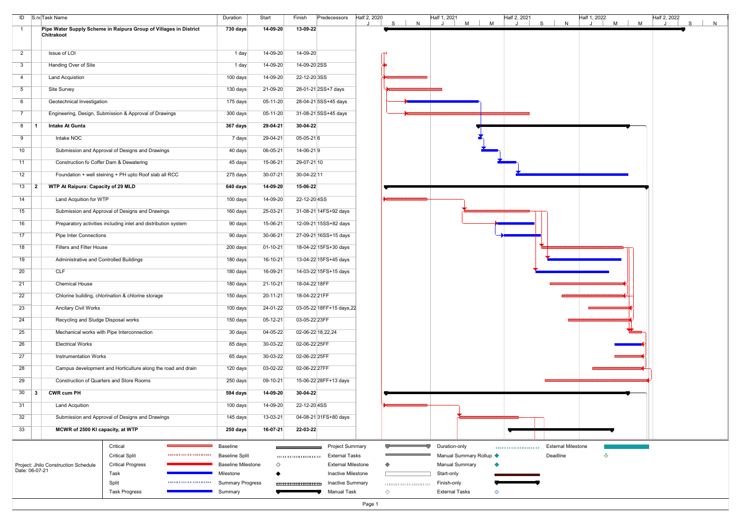| ID | S.no | Task Name | Duration | Start | Finish | Predecessors |
|---|---|---|---|---|---|---|
| 1 | | **Pipe Water Supply Scheme in Raipura Group of Villages in District Chitrakoot** | **730 days** | **14-09-20** | **13-09-22** | |
| 2 | | Issue of LOI | 1 day | 14-09-20 | 14-09-20 | |
| 3 | | Handing Over of Site | 1 day | 14-09-20 | 14-09-20 | 2SS |
| 4 | | Land Acquistion | 100 days | 14-09-20 | 22-12-20 | 3SS |
| 5 | | Site Survey | 130 days | 21-09-20 | 28-01-21 | 2SS+7 days |
| 6 | | Geotechnical Investigation | 175 days | 05-11-20 | 28-04-21 | 5SS+45 days |
| 7 | | Engineering, Design, Submission & Approval of Drawings | 300 days | 05-11-20 | 31-08-21 | 5SS+45 days |
| 8 | 1 | **Intake At Gunta** | **367 days** | **29-04-21** | **30-04-22** | |
| 9 | | Intake NOC | 7 days | 29-04-21 | 05-05-21 | 6 |
| 10 | | Submission and Approval of Designs and Drawings | 40 days | 06-05-21 | 14-06-21 | 9 |
| 11 | | Construction fo Coffer Dam & Dewatering | 45 days | 15-06-21 | 29-07-21 | 10 |
| 12 | | Foundation + well steining + PH upto Roof slab all RCC | 275 days | 30-07-21 | 30-04-22 | 11 |
| 13 | 2 | **WTP At Raipura: Capacity of 29 MLD** | **640 days** | **14-09-20** | **15-06-22** | |
| 14 | | Land Acquition for WTP | 100 days | 14-09-20 | 22-12-20 | 4SS |
| 15 | | Submission and Approval of Designs and Drawings | 160 days | 25-03-21 | 31-08-21 | 14FS+92 days |
| 16 | | Preparatory activities including inlet and distribution system | 90 days | 15-06-21 | 12-09-21 | 15SS+82 days |
| 17 | | Pipe Inter Connections | 90 days | 30-06-21 | 27-09-21 | 16SS+15 days |
| 18 | | Filters and Filter House | 200 days | 01-10-21 | 18-04-22 | 15FS+30 days |
| 19 | | Administrative and Controlled Buildings | 180 days | 16-10-21 | 13-04-22 | 15FS+45 days |
| 20 | | CLF | 180 days | 16-09-21 | 14-03-22 | 15FS+15 days |
| 21 | | Chemical House | 180 days | 21-10-21 | 18-04-22 | 18FF |
| 22 | | Chlorine building, chlorination & chlorine storage | 150 days | 20-11-21 | 18-04-22 | 21FF |
| 23 | | Ancilary Civil Works | 100 days | 24-01-22 | 03-05-22 | 18FF+15 days,22 |
| 24 | | Recycling and Sludge Disposal works | 150 days | 05-12-21 | 03-05-22 | 23FF |
| 25 | | Mechanical works with Pipe Interconnection | 30 days | 04-05-22 | 02-06-22 | 18,22,24 |
| 26 | | Electrical Works | 65 days | 30-03-22 | 02-06-22 | 25FF |
| 27 | | Instrumentation Works | 65 days | 30-03-22 | 02-06-22 | 25FF |
| 28 | | Campus development and Horticulture along the road and drain | 120 days | 03-02-22 | 02-06-22 | 27FF |
| 29 | | Construction of Quarters and Store Rooms | 250 days | 09-10-21 | 15-06-22 | 28FF+13 days |
| 30 | 3 | **CWR cum PH** | **594 days** | **14-09-20** | **30-04-22** | |
| 31 | | Land Acquition | 100 days | 14-09-20 | 22-12-20 | 4SS |
| 32 | | Submission and Approval of Designs and Drawings | 145 days | 13-03-21 | 04-08-21 | 31FS+80 days |
| 33 | | **MCWR of 2500 Kl capacity, at WTP** | **250 days** | **16-07-21** | **22-03-22** | |

Project: Jhilo Construction Schedule
Date: 06-07-21

Legend: Critical, Critical Split, Critical Progress, Task, Split, Task Progress, Baseline, Baseline Split, Baseline Milestone, Milestone, Summary Progress, Summary, Project Summary, External Tasks, External Milestone, Inactive Milestone, Inactive Summary, Manual Task, Duration-only, Manual Summary Rollup, Manual Summary, Start-only, Finish-only, External Tasks, External Milestone, Deadline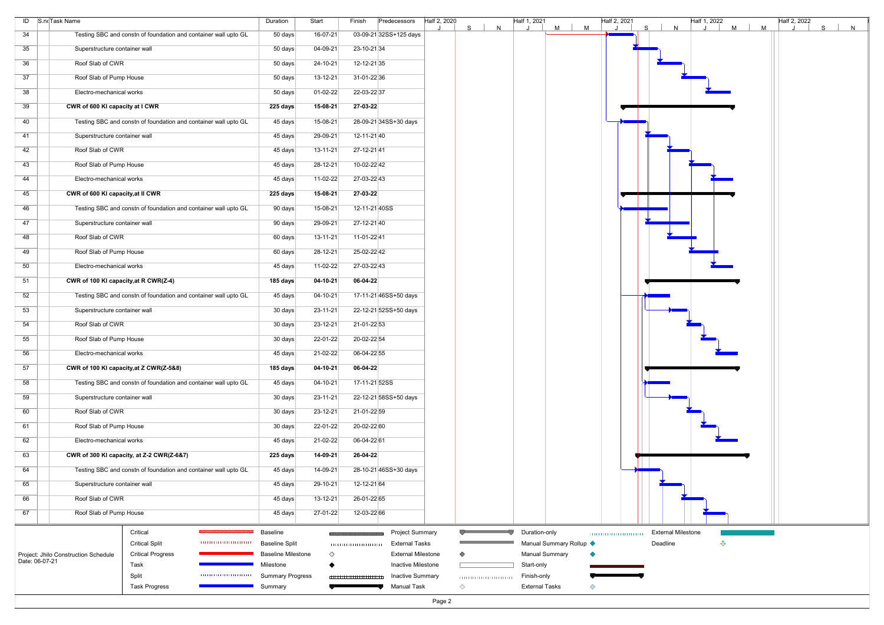| ID | S.no | Task Name | Duration | Start | Finish | Predecessors |
|---|---|---|---|---|---|---|
| 34 | | Testing SBC and constn of foundation and container wall upto GL | 50 days | 16-07-21 | 03-09-21 | 32SS+125 days |
| 35 | | Superstructure container wall | 50 days | 04-09-21 | 23-10-21 | 34 |
| 36 | | Roof Slab of CWR | 50 days | 24-10-21 | 12-12-21 | 35 |
| 37 | | Roof Slab of Pump House | 50 days | 13-12-21 | 31-01-22 | 36 |
| 38 | | Electro-mechanical works | 50 days | 01-02-22 | 22-03-22 | 37 |
| 39 | | **CWR of 600 Kl capacity at I CWR** | **225 days** | **15-08-21** | **27-03-22** | |
| 40 | | Testing SBC and constn of foundation and container wall upto GL | 45 days | 15-08-21 | 28-09-21 | 34SS+30 days |
| 41 | | Superstructure container wall | 45 days | 29-09-21 | 12-11-21 | 40 |
| 42 | | Roof Slab of CWR | 45 days | 13-11-21 | 27-12-21 | 41 |
| 43 | | Roof Slab of Pump House | 45 days | 28-12-21 | 10-02-22 | 42 |
| 44 | | Electro-mechanical works | 45 days | 11-02-22 | 27-03-22 | 43 |
| 45 | | **CWR of 600 Kl capacity,at II CWR** | **225 days** | **15-08-21** | **27-03-22** | |
| 46 | | Testing SBC and constn of foundation and container wall upto GL | 90 days | 15-08-21 | 12-11-21 | 40SS |
| 47 | | Superstructure container wall | 90 days | 29-09-21 | 27-12-21 | 40 |
| 48 | | Roof Slab of CWR | 60 days | 13-11-21 | 11-01-22 | 41 |
| 49 | | Roof Slab of Pump House | 60 days | 28-12-21 | 25-02-22 | 42 |
| 50 | | Electro-mechanical works | 45 days | 11-02-22 | 27-03-22 | 43 |
| 51 | | **CWR of 100 Kl capacity,at R CWR(Z-4)** | **185 days** | **04-10-21** | **06-04-22** | |
| 52 | | Testing SBC and constn of foundation and container wall upto GL | 45 days | 04-10-21 | 17-11-21 | 46SS+50 days |
| 53 | | Superstructure container wall | 30 days | 23-11-21 | 22-12-21 | 52SS+50 days |
| 54 | | Roof Slab of CWR | 30 days | 23-12-21 | 21-01-22 | 53 |
| 55 | | Roof Slab of Pump House | 30 days | 22-01-22 | 20-02-22 | 54 |
| 56 | | Electro-mechanical works | 45 days | 21-02-22 | 06-04-22 | 55 |
| 57 | | **CWR of 100 Kl capacity,at Z CWR(Z-5&8)** | **185 days** | **04-10-21** | **06-04-22** | |
| 58 | | Testing SBC and constn of foundation and container wall upto GL | 45 days | 04-10-21 | 17-11-21 | 52SS |
| 59 | | Superstructure container wall | 30 days | 23-11-21 | 22-12-21 | 58SS+50 days |
| 60 | | Roof Slab of CWR | 30 days | 23-12-21 | 21-01-22 | 59 |
| 61 | | Roof Slab of Pump House | 30 days | 22-01-22 | 20-02-22 | 60 |
| 62 | | Electro-mechanical works | 45 days | 21-02-22 | 06-04-22 | 61 |
| 63 | | **CWR of 300 Kl capacity, at Z-2 CWR(Z-6&7)** | **225 days** | **14-09-21** | **26-04-22** | |
| 64 | | Testing SBC and constn of foundation and container wall upto GL | 45 days | 14-09-21 | 28-10-21 | 46SS+30 days |
| 65 | | Superstructure container wall | 45 days | 29-10-21 | 12-12-21 | 64 |
| 66 | | Roof Slab of CWR | 45 days | 13-12-21 | 26-01-22 | 65 |
| 67 | | Roof Slab of Pump House | 45 days | 27-01-22 | 12-03-22 | 66 |

Project: Jhilo Construction Schedule
Date: 06-07-21

Legend: Critical, Critical Split, Critical Progress, Task, Split, Task Progress, Baseline, Baseline Split, Baseline Milestone, Milestone, Summary Progress, Summary, Project Summary, External Tasks, External Milestone, Inactive Milestone, Inactive Summary, Manual Task, Duration-only, Manual Summary Rollup, Manual Summary, Start-only, Finish-only, External Tasks, External Milestone, Deadline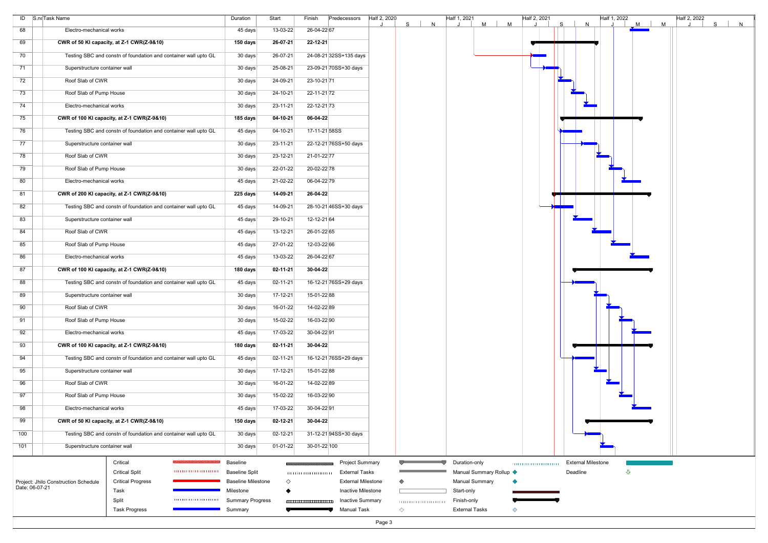| ID | S.no | Task Name | Duration | Start | Finish | Predecessors |
|---|---|---|---|---|---|---|
| 68 | | Electro-mechanical works | 45 days | 13-03-22 | 26-04-22 | 67 |
| 69 | | **CWR of 50 Kl capacity, at Z-1 CWR(Z-9&10)** | **150 days** | **26-07-21** | **22-12-21** | |
| 70 | | Testing SBC and constn of foundation and container wall upto GL | 30 days | 26-07-21 | 24-08-21 | 32SS+135 days |
| 71 | | Superstructure container wall | 30 days | 25-08-21 | 23-09-21 | 70SS+30 days |
| 72 | | Roof Slab of CWR | 30 days | 24-09-21 | 23-10-21 | 71 |
| 73 | | Roof Slab of Pump House | 30 days | 24-10-21 | 22-11-21 | 72 |
| 74 | | Electro-mechanical works | 30 days | 23-11-21 | 22-12-21 | 73 |
| 75 | | **CWR of 100 Kl capacity, at Z-1 CWR(Z-9&10)** | **185 days** | **04-10-21** | **06-04-22** | |
| 76 | | Testing SBC and constn of foundation and container wall upto GL | 45 days | 04-10-21 | 17-11-21 | 58SS |
| 77 | | Superstructure container wall | 30 days | 23-11-21 | 22-12-21 | 76SS+50 days |
| 78 | | Roof Slab of CWR | 30 days | 23-12-21 | 21-01-22 | 77 |
| 79 | | Roof Slab of Pump House | 30 days | 22-01-22 | 20-02-22 | 78 |
| 80 | | Electro-mechanical works | 45 days | 21-02-22 | 06-04-22 | 79 |
| 81 | | **CWR of 200 Kl capacity, at Z-1 CWR(Z-9&10)** | **225 days** | **14-09-21** | **26-04-22** | |
| 82 | | Testing SBC and constn of foundation and container wall upto GL | 45 days | 14-09-21 | 28-10-21 | 46SS+30 days |
| 83 | | Superstructure container wall | 45 days | 29-10-21 | 12-12-21 | 64 |
| 84 | | Roof Slab of CWR | 45 days | 13-12-21 | 26-01-22 | 65 |
| 85 | | Roof Slab of Pump House | 45 days | 27-01-22 | 12-03-22 | 66 |
| 86 | | Electro-mechanical works | 45 days | 13-03-22 | 26-04-22 | 67 |
| 87 | | **CWR of 100 Kl capacity, at Z-1 CWR(Z-9&10)** | **180 days** | **02-11-21** | **30-04-22** | |
| 88 | | Testing SBC and constn of foundation and container wall upto GL | 45 days | 02-11-21 | 16-12-21 | 76SS+29 days |
| 89 | | Superstructure container wall | 30 days | 17-12-21 | 15-01-22 | 88 |
| 90 | | Roof Slab of CWR | 30 days | 16-01-22 | 14-02-22 | 89 |
| 91 | | Roof Slab of Pump House | 30 days | 15-02-22 | 16-03-22 | 90 |
| 92 | | Electro-mechanical works | 45 days | 17-03-22 | 30-04-22 | 91 |
| 93 | | **CWR of 100 Kl capacity, at Z-1 CWR(Z-9&10)** | **180 days** | **02-11-21** | **30-04-22** | |
| 94 | | Testing SBC and constn of foundation and container wall upto GL | 45 days | 02-11-21 | 16-12-21 | 76SS+29 days |
| 95 | | Superstructure container wall | 30 days | 17-12-21 | 15-01-22 | 88 |
| 96 | | Roof Slab of CWR | 30 days | 16-01-22 | 14-02-22 | 89 |
| 97 | | Roof Slab of Pump House | 30 days | 15-02-22 | 16-03-22 | 90 |
| 98 | | Electro-mechanical works | 45 days | 17-03-22 | 30-04-22 | 91 |
| 99 | | **CWR of 50 Kl capacity, at Z-1 CWR(Z-9&10)** | **150 days** | **02-12-21** | **30-04-22** | |
| 100 | | Testing SBC and constn of foundation and container wall upto GL | 30 days | 02-12-21 | 31-12-21 | 94SS+30 days |
| 101 | | Superstructure container wall | 30 days | 01-01-22 | 30-01-22 | 100 |

Project: Jhilo Construction Schedule
Date: 06-07-21

Legend: Critical, Critical Split, Critical Progress, Task, Split, Task Progress, Baseline, Baseline Split, Baseline Milestone, Milestone, Summary Progress, Summary, Project Summary, External Tasks, External Milestone, Inactive Milestone, Inactive Summary, Manual Task, Duration-only, Manual Summary Rollup, Manual Summary, Start-only, Finish-only, External Tasks, External Milestone, Deadline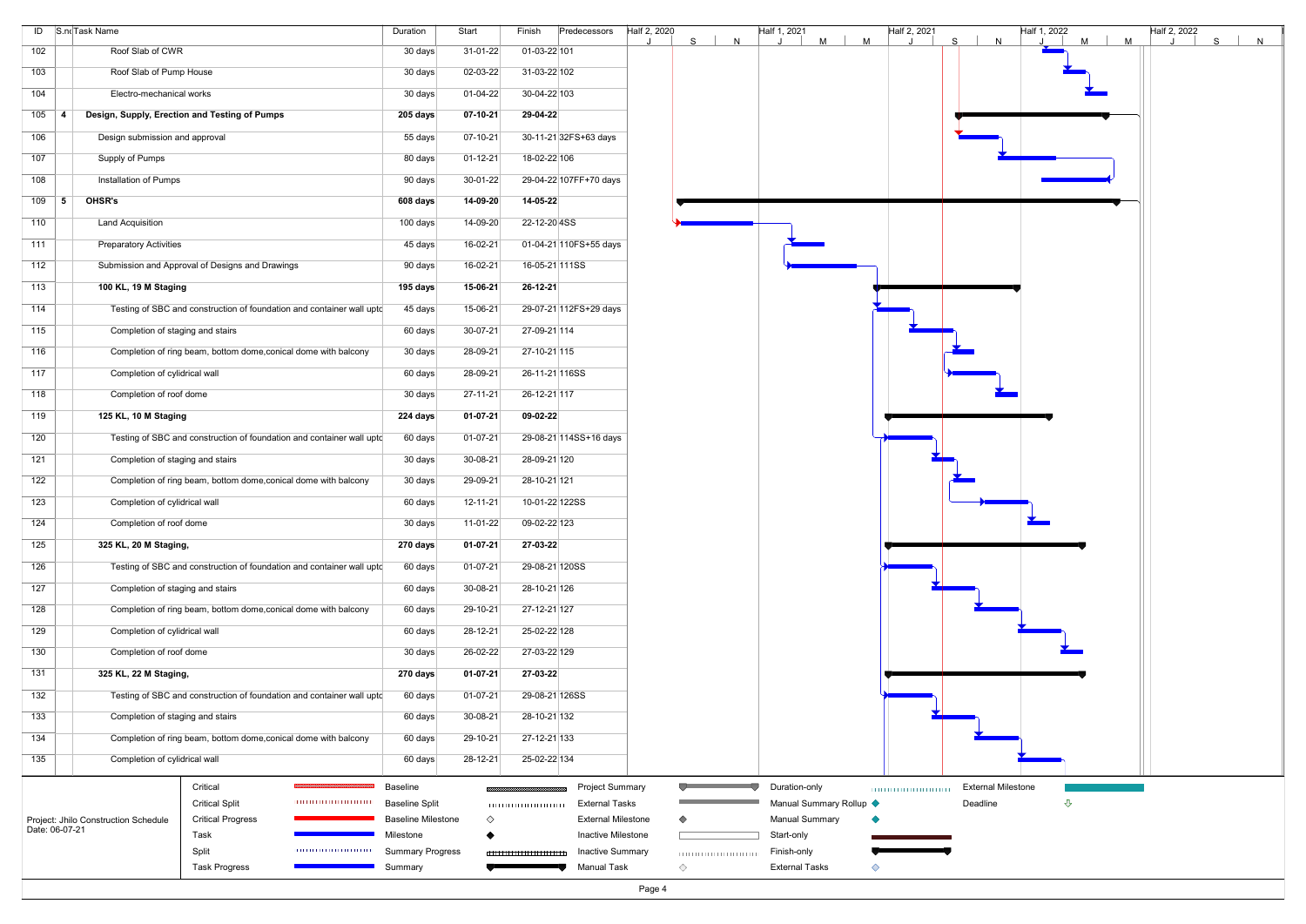| ID | S.no | Task Name | Duration | Start | Finish | Predecessors |
|---|---|---|---|---|---|---|
| 102 | | Roof Slab of CWR | 30 days | 31-01-22 | 01-03-22 | 101 |
| 103 | | Roof Slab of Pump House | 30 days | 02-03-22 | 31-03-22 | 102 |
| 104 | | Electro-mechanical works | 30 days | 01-04-22 | 30-04-22 | 103 |
| 105 | 4 | **Design, Supply, Erection and Testing of Pumps** | **205 days** | **07-10-21** | **29-04-22** | |
| 106 | | Design submission and approval | 55 days | 07-10-21 | 30-11-21 | 32FS+63 days |
| 107 | | Supply of Pumps | 80 days | 01-12-21 | 18-02-22 | 106 |
| 108 | | Installation of Pumps | 90 days | 30-01-22 | 29-04-22 | 107FF+70 days |
| 109 | 5 | **OHSR's** | **608 days** | **14-09-20** | **14-05-22** | |
| 110 | | Land Acquisition | 100 days | 14-09-20 | 22-12-20 | 4SS |
| 111 | | Preparatory Activities | 45 days | 16-02-21 | 01-04-21 | 110FS+55 days |
| 112 | | Submission and Approval of Designs and Drawings | 90 days | 16-02-21 | 16-05-21 | 111SS |
| 113 | | **100 KL, 19 M Staging** | **195 days** | **15-06-21** | **26-12-21** | |
| 114 | | Testing of SBC and construction of foundation and container wall uptc | 45 days | 15-06-21 | 29-07-21 | 112FS+29 days |
| 115 | | Completion of staging and stairs | 60 days | 30-07-21 | 27-09-21 | 114 |
| 116 | | Completion of ring beam, bottom dome,conical dome with balcony | 30 days | 28-09-21 | 27-10-21 | 115 |
| 117 | | Completion of cylidrical wall | 60 days | 28-09-21 | 26-11-21 | 116SS |
| 118 | | Completion of roof dome | 30 days | 27-11-21 | 26-12-21 | 117 |
| 119 | | **125 KL, 10 M Staging** | **224 days** | **01-07-21** | **09-02-22** | |
| 120 | | Testing of SBC and construction of foundation and container wall uptc | 60 days | 01-07-21 | 29-08-21 | 114SS+16 days |
| 121 | | Completion of staging and stairs | 30 days | 30-08-21 | 28-09-21 | 120 |
| 122 | | Completion of ring beam, bottom dome,conical dome with balcony | 30 days | 29-09-21 | 28-10-21 | 121 |
| 123 | | Completion of cylidrical wall | 60 days | 12-11-21 | 10-01-22 | 122SS |
| 124 | | Completion of roof dome | 30 days | 11-01-22 | 09-02-22 | 123 |
| 125 | | **325 KL, 20 M Staging,** | **270 days** | **01-07-21** | **27-03-22** | |
| 126 | | Testing of SBC and construction of foundation and container wall uptc | 60 days | 01-07-21 | 29-08-21 | 120SS |
| 127 | | Completion of staging and stairs | 60 days | 30-08-21 | 28-10-21 | 126 |
| 128 | | Completion of ring beam, bottom dome,conical dome with balcony | 60 days | 29-10-21 | 27-12-21 | 127 |
| 129 | | Completion of cylidrical wall | 60 days | 28-12-21 | 25-02-22 | 128 |
| 130 | | Completion of roof dome | 30 days | 26-02-22 | 27-03-22 | 129 |
| 131 | | **325 KL, 22 M Staging,** | **270 days** | **01-07-21** | **27-03-22** | |
| 132 | | Testing of SBC and construction of foundation and container wall uptc | 60 days | 01-07-21 | 29-08-21 | 126SS |
| 133 | | Completion of staging and stairs | 60 days | 30-08-21 | 28-10-21 | 132 |
| 134 | | Completion of ring beam, bottom dome,conical dome with balcony | 60 days | 29-10-21 | 27-12-21 | 133 |
| 135 | | Completion of cylidrical wall | 60 days | 28-12-21 | 25-02-22 | 134 |

Project: Jhilo Construction Schedule
Date: 06-07-21

Legend: Critical, Critical Split, Critical Progress, Task, Split, Task Progress, Baseline, Baseline Split, Baseline Milestone, Milestone, Summary Progress, Summary, Project Summary, External Tasks, External Milestone, Inactive Milestone, Inactive Summary, Manual Task, Duration-only, Manual Summary Rollup, Manual Summary, Start-only, Finish-only, External Tasks, External Milestone, Deadline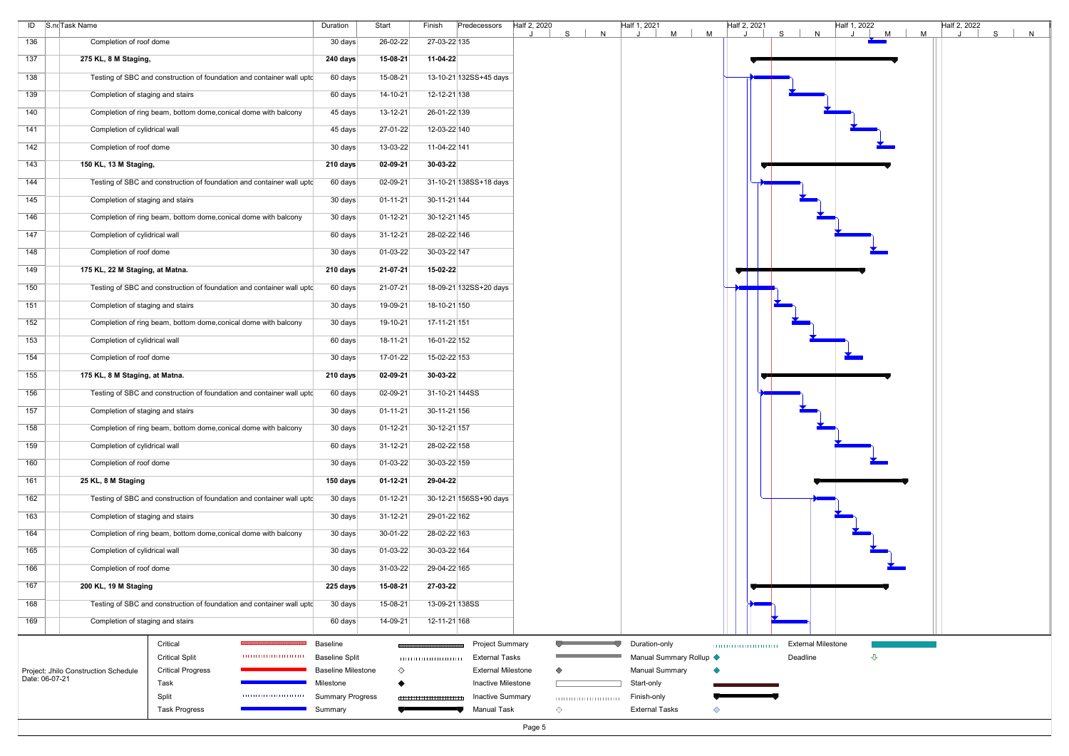| ID | S.no | Task Name | Duration | Start | Finish | Predecessors |
|---|---|---|---|---|---|---|
| 136 | | Completion of roof dome | 30 days | 26-02-22 | 27-03-22 | 135 |
| 137 | | **275 KL, 8 M Staging,** | **240 days** | **15-08-21** | **11-04-22** | |
| 138 | | Testing of SBC and construction of foundation and container wall uptc | 60 days | 15-08-21 | 13-10-21 | 132SS+45 days |
| 139 | | Completion of staging and stairs | 60 days | 14-10-21 | 12-12-21 | 138 |
| 140 | | Completion of ring beam, bottom dome,conical dome with balcony | 45 days | 13-12-21 | 26-01-22 | 139 |
| 141 | | Completion of cylidrical wall | 45 days | 27-01-22 | 12-03-22 | 140 |
| 142 | | Completion of roof dome | 30 days | 13-03-22 | 11-04-22 | 141 |
| 143 | | **150 KL, 13 M Staging,** | **210 days** | **02-09-21** | **30-03-22** | |
| 144 | | Testing of SBC and construction of foundation and container wall uptc | 60 days | 02-09-21 | 31-10-21 | 138SS+18 days |
| 145 | | Completion of staging and stairs | 30 days | 01-11-21 | 30-11-21 | 144 |
| 146 | | Completion of ring beam, bottom dome,conical dome with balcony | 30 days | 01-12-21 | 30-12-21 | 145 |
| 147 | | Completion of cylidrical wall | 60 days | 31-12-21 | 28-02-22 | 146 |
| 148 | | Completion of roof dome | 30 days | 01-03-22 | 30-03-22 | 147 |
| 149 | | **175 KL, 22 M Staging, at Matna.** | **210 days** | **21-07-21** | **15-02-22** | |
| 150 | | Testing of SBC and construction of foundation and container wall uptc | 60 days | 21-07-21 | 18-09-21 | 132SS+20 days |
| 151 | | Completion of staging and stairs | 30 days | 19-09-21 | 18-10-21 | 150 |
| 152 | | Completion of ring beam, bottom dome,conical dome with balcony | 30 days | 19-10-21 | 17-11-21 | 151 |
| 153 | | Completion of cylidrical wall | 60 days | 18-11-21 | 16-01-22 | 152 |
| 154 | | Completion of roof dome | 30 days | 17-01-22 | 15-02-22 | 153 |
| 155 | | **175 KL, 8 M Staging, at Matna.** | **210 days** | **02-09-21** | **30-03-22** | |
| 156 | | Testing of SBC and construction of foundation and container wall uptc | 60 days | 02-09-21 | 31-10-21 | 144SS |
| 157 | | Completion of staging and stairs | 30 days | 01-11-21 | 30-11-21 | 156 |
| 158 | | Completion of ring beam, bottom dome,conical dome with balcony | 30 days | 01-12-21 | 30-12-21 | 157 |
| 159 | | Completion of cylidrical wall | 60 days | 31-12-21 | 28-02-22 | 158 |
| 160 | | Completion of roof dome | 30 days | 01-03-22 | 30-03-22 | 159 |
| 161 | | **25 KL, 8 M Staging** | **150 days** | **01-12-21** | **29-04-22** | |
| 162 | | Testing of SBC and construction of foundation and container wall uptc | 30 days | 01-12-21 | 30-12-21 | 156SS+90 days |
| 163 | | Completion of staging and stairs | 30 days | 31-12-21 | 29-01-22 | 162 |
| 164 | | Completion of ring beam, bottom dome,conical dome with balcony | 30 days | 30-01-22 | 28-02-22 | 163 |
| 165 | | Completion of cylidrical wall | 30 days | 01-03-22 | 30-03-22 | 164 |
| 166 | | Completion of roof dome | 30 days | 31-03-22 | 29-04-22 | 165 |
| 167 | | **200 KL, 19 M Staging** | **225 days** | **15-08-21** | **27-03-22** | |
| 168 | | Testing of SBC and construction of foundation and container wall uptc | 30 days | 15-08-21 | 13-09-21 | 138SS |
| 169 | | Completion of staging and stairs | 60 days | 14-09-21 | 12-11-21 | 168 |

Project: Jhilo Construction Schedule
Date: 06-07-21

Legend: Critical, Critical Split, Critical Progress, Task, Split, Task Progress, Baseline, Baseline Split, Baseline Milestone, Milestone, Summary Progress, Summary, Project Summary, External Tasks, External Milestone, Inactive Milestone, Inactive Summary, Manual Task, Duration-only, Manual Summary Rollup, Manual Summary, Start-only, Finish-only, External Tasks, External Milestone, Deadline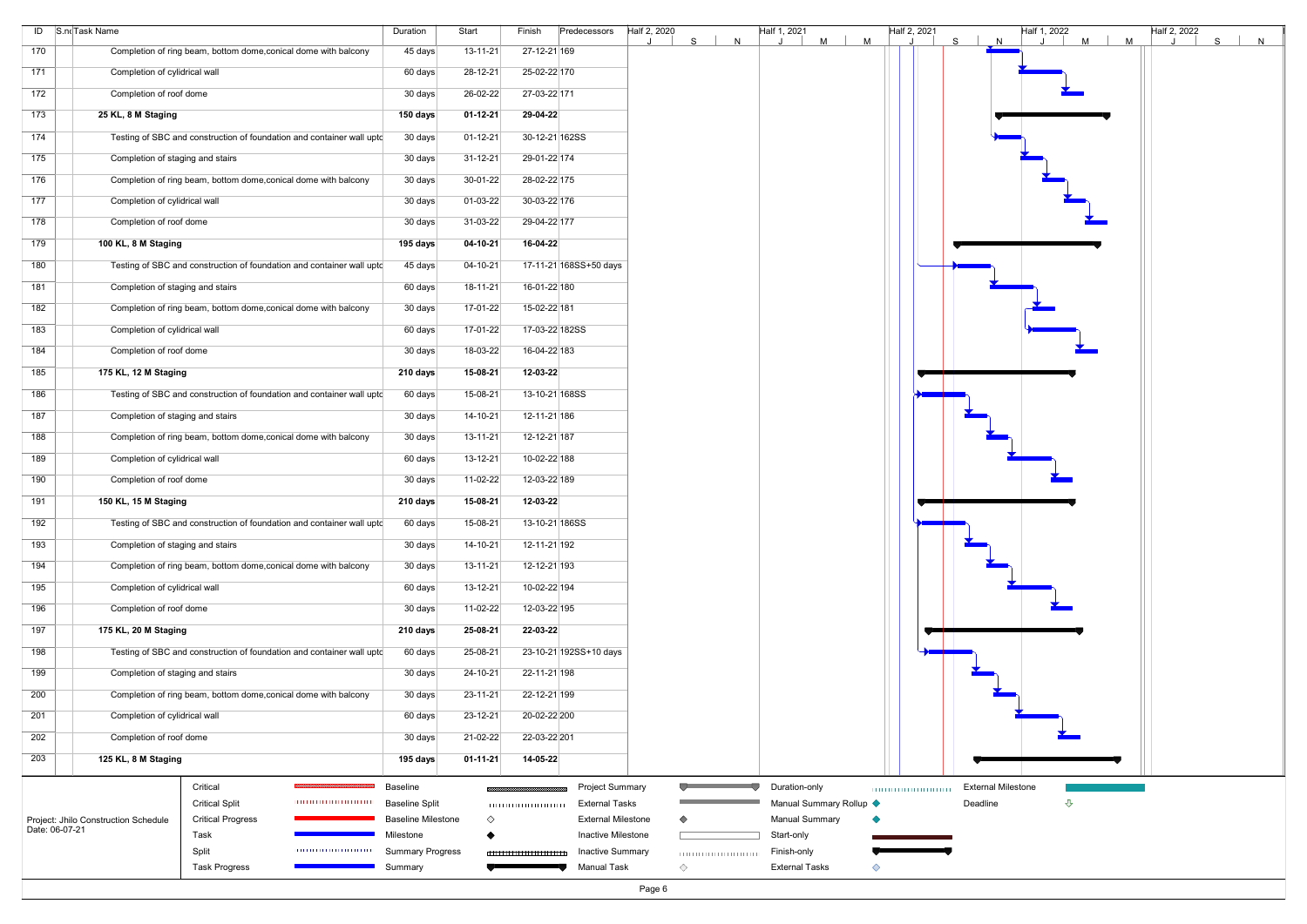| ID | S.no | Task Name | Duration | Start | Finish | Predecessors |
|---|---|---|---|---|---|---|
| 170 | | Completion of ring beam, bottom dome,conical dome with balcony | 45 days | 13-11-21 | 27-12-21 | 169 |
| 171 | | Completion of cylidrical wall | 60 days | 28-12-21 | 25-02-22 | 170 |
| 172 | | Completion of roof dome | 30 days | 26-02-22 | 27-03-22 | 171 |
| 173 | | **25 KL, 8 M Staging** | **150 days** | **01-12-21** | **29-04-22** | |
| 174 | | Testing of SBC and construction of foundation and container wall uptc | 30 days | 01-12-21 | 30-12-21 | 162SS |
| 175 | | Completion of staging and stairs | 30 days | 31-12-21 | 29-01-22 | 174 |
| 176 | | Completion of ring beam, bottom dome,conical dome with balcony | 30 days | 30-01-22 | 28-02-22 | 175 |
| 177 | | Completion of cylidrical wall | 30 days | 01-03-22 | 30-03-22 | 176 |
| 178 | | Completion of roof dome | 30 days | 31-03-22 | 29-04-22 | 177 |
| 179 | | **100 KL, 8 M Staging** | **195 days** | **04-10-21** | **16-04-22** | |
| 180 | | Testing of SBC and construction of foundation and container wall uptc | 45 days | 04-10-21 | 17-11-21 | 168SS+50 days |
| 181 | | Completion of staging and stairs | 60 days | 18-11-21 | 16-01-22 | 180 |
| 182 | | Completion of ring beam, bottom dome,conical dome with balcony | 30 days | 17-01-22 | 15-02-22 | 181 |
| 183 | | Completion of cylidrical wall | 60 days | 17-01-22 | 17-03-22 | 182SS |
| 184 | | Completion of roof dome | 30 days | 18-03-22 | 16-04-22 | 183 |
| 185 | | **175 KL, 12 M Staging** | **210 days** | **15-08-21** | **12-03-22** | |
| 186 | | Testing of SBC and construction of foundation and container wall uptc | 60 days | 15-08-21 | 13-10-21 | 168SS |
| 187 | | Completion of staging and stairs | 30 days | 14-10-21 | 12-11-21 | 186 |
| 188 | | Completion of ring beam, bottom dome,conical dome with balcony | 30 days | 13-11-21 | 12-12-21 | 187 |
| 189 | | Completion of cylidrical wall | 60 days | 13-12-21 | 10-02-22 | 188 |
| 190 | | Completion of roof dome | 30 days | 11-02-22 | 12-03-22 | 189 |
| 191 | | **150 KL, 15 M Staging** | **210 days** | **15-08-21** | **12-03-22** | |
| 192 | | Testing of SBC and construction of foundation and container wall uptc | 60 days | 15-08-21 | 13-10-21 | 186SS |
| 193 | | Completion of staging and stairs | 30 days | 14-10-21 | 12-11-21 | 192 |
| 194 | | Completion of ring beam, bottom dome,conical dome with balcony | 30 days | 13-11-21 | 12-12-21 | 193 |
| 195 | | Completion of cylidrical wall | 60 days | 13-12-21 | 10-02-22 | 194 |
| 196 | | Completion of roof dome | 30 days | 11-02-22 | 12-03-22 | 195 |
| 197 | | **175 KL, 20 M Staging** | **210 days** | **25-08-21** | **22-03-22** | |
| 198 | | Testing of SBC and construction of foundation and container wall uptc | 60 days | 25-08-21 | 23-10-21 | 192SS+10 days |
| 199 | | Completion of staging and stairs | 30 days | 24-10-21 | 22-11-21 | 198 |
| 200 | | Completion of ring beam, bottom dome,conical dome with balcony | 30 days | 23-11-21 | 22-12-21 | 199 |
| 201 | | Completion of cylidrical wall | 60 days | 23-12-21 | 20-02-22 | 200 |
| 202 | | Completion of roof dome | 30 days | 21-02-22 | 22-03-22 | 201 |
| 203 | | **125 KL, 8 M Staging** | **195 days** | **01-11-21** | **14-05-22** | |

Project: Jhilo Construction Schedule
Date: 06-07-21

Legend: Critical, Critical Split, Critical Progress, Task, Split, Task Progress, Baseline, Baseline Split, Baseline Milestone, Milestone, Summary Progress, Summary, Project Summary, External Tasks, External Milestone, Inactive Milestone, Inactive Summary, Manual Task, Duration-only, Manual Summary Rollup, Manual Summary, Start-only, Finish-only, External Tasks, External Milestone, Deadline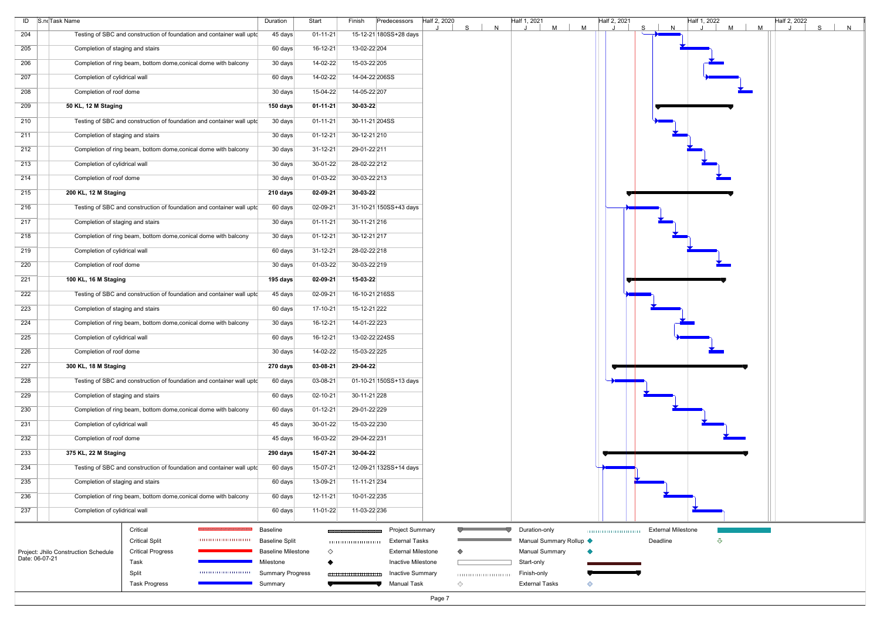| ID | S.no | Task Name | Duration | Start | Finish | Predecessors |
|---|---|---|---|---|---|---|
| 204 | | Testing of SBC and construction of foundation and container wall uptc | 45 days | 01-11-21 | 15-12-21 | 180SS+28 days |
| 205 | | Completion of staging and stairs | 60 days | 16-12-21 | 13-02-22 | 204 |
| 206 | | Completion of ring beam, bottom dome,conical dome with balcony | 30 days | 14-02-22 | 15-03-22 | 205 |
| 207 | | Completion of cylidrical wall | 60 days | 14-02-22 | 14-04-22 | 206SS |
| 208 | | Completion of roof dome | 30 days | 15-04-22 | 14-05-22 | 207 |
| 209 | | **50 KL, 12 M Staging** | **150 days** | **01-11-21** | **30-03-22** | |
| 210 | | Testing of SBC and construction of foundation and container wall uptc | 30 days | 01-11-21 | 30-11-21 | 204SS |
| 211 | | Completion of staging and stairs | 30 days | 01-12-21 | 30-12-21 | 210 |
| 212 | | Completion of ring beam, bottom dome,conical dome with balcony | 30 days | 31-12-21 | 29-01-22 | 211 |
| 213 | | Completion of cylidrical wall | 30 days | 30-01-22 | 28-02-22 | 212 |
| 214 | | Completion of roof dome | 30 days | 01-03-22 | 30-03-22 | 213 |
| 215 | | **200 KL, 12 M Staging** | **210 days** | **02-09-21** | **30-03-22** | |
| 216 | | Testing of SBC and construction of foundation and container wall uptc | 60 days | 02-09-21 | 31-10-21 | 150SS+43 days |
| 217 | | Completion of staging and stairs | 30 days | 01-11-21 | 30-11-21 | 216 |
| 218 | | Completion of ring beam, bottom dome,conical dome with balcony | 30 days | 01-12-21 | 30-12-21 | 217 |
| 219 | | Completion of cylidrical wall | 60 days | 31-12-21 | 28-02-22 | 218 |
| 220 | | Completion of roof dome | 30 days | 01-03-22 | 30-03-22 | 219 |
| 221 | | **100 KL, 16 M Staging** | **195 days** | **02-09-21** | **15-03-22** | |
| 222 | | Testing of SBC and construction of foundation and container wall uptc | 45 days | 02-09-21 | 16-10-21 | 216SS |
| 223 | | Completion of staging and stairs | 60 days | 17-10-21 | 15-12-21 | 222 |
| 224 | | Completion of ring beam, bottom dome,conical dome with balcony | 30 days | 16-12-21 | 14-01-22 | 223 |
| 225 | | Completion of cylidrical wall | 60 days | 16-12-21 | 13-02-22 | 224SS |
| 226 | | Completion of roof dome | 30 days | 14-02-22 | 15-03-22 | 225 |
| 227 | | **300 KL, 18 M Staging** | **270 days** | **03-08-21** | **29-04-22** | |
| 228 | | Testing of SBC and construction of foundation and container wall uptc | 60 days | 03-08-21 | 01-10-21 | 150SS+13 days |
| 229 | | Completion of staging and stairs | 60 days | 02-10-21 | 30-11-21 | 228 |
| 230 | | Completion of ring beam, bottom dome,conical dome with balcony | 60 days | 01-12-21 | 29-01-22 | 229 |
| 231 | | Completion of cylidrical wall | 45 days | 30-01-22 | 15-03-22 | 230 |
| 232 | | Completion of roof dome | 45 days | 16-03-22 | 29-04-22 | 231 |
| 233 | | **375 KL, 22 M Staging** | **290 days** | **15-07-21** | **30-04-22** | |
| 234 | | Testing of SBC and construction of foundation and container wall uptc | 60 days | 15-07-21 | 12-09-21 | 132SS+14 days |
| 235 | | Completion of staging and stairs | 60 days | 13-09-21 | 11-11-21 | 234 |
| 236 | | Completion of ring beam, bottom dome,conical dome with balcony | 60 days | 12-11-21 | 10-01-22 | 235 |
| 237 | | Completion of cylidrical wall | 60 days | 11-01-22 | 11-03-22 | 236 |

Project: Jhilo Construction Schedule
Date: 06-07-21

Legend: Critical, Critical Split, Critical Progress, Task, Split, Task Progress, Baseline, Baseline Split, Baseline Milestone, Milestone, Summary Progress, Summary, Project Summary, External Tasks, External Milestone, Inactive Milestone, Inactive Summary, Manual Task, Duration-only, Manual Summary Rollup, Manual Summary, Start-only, Finish-only, External Tasks, External Milestone, Deadline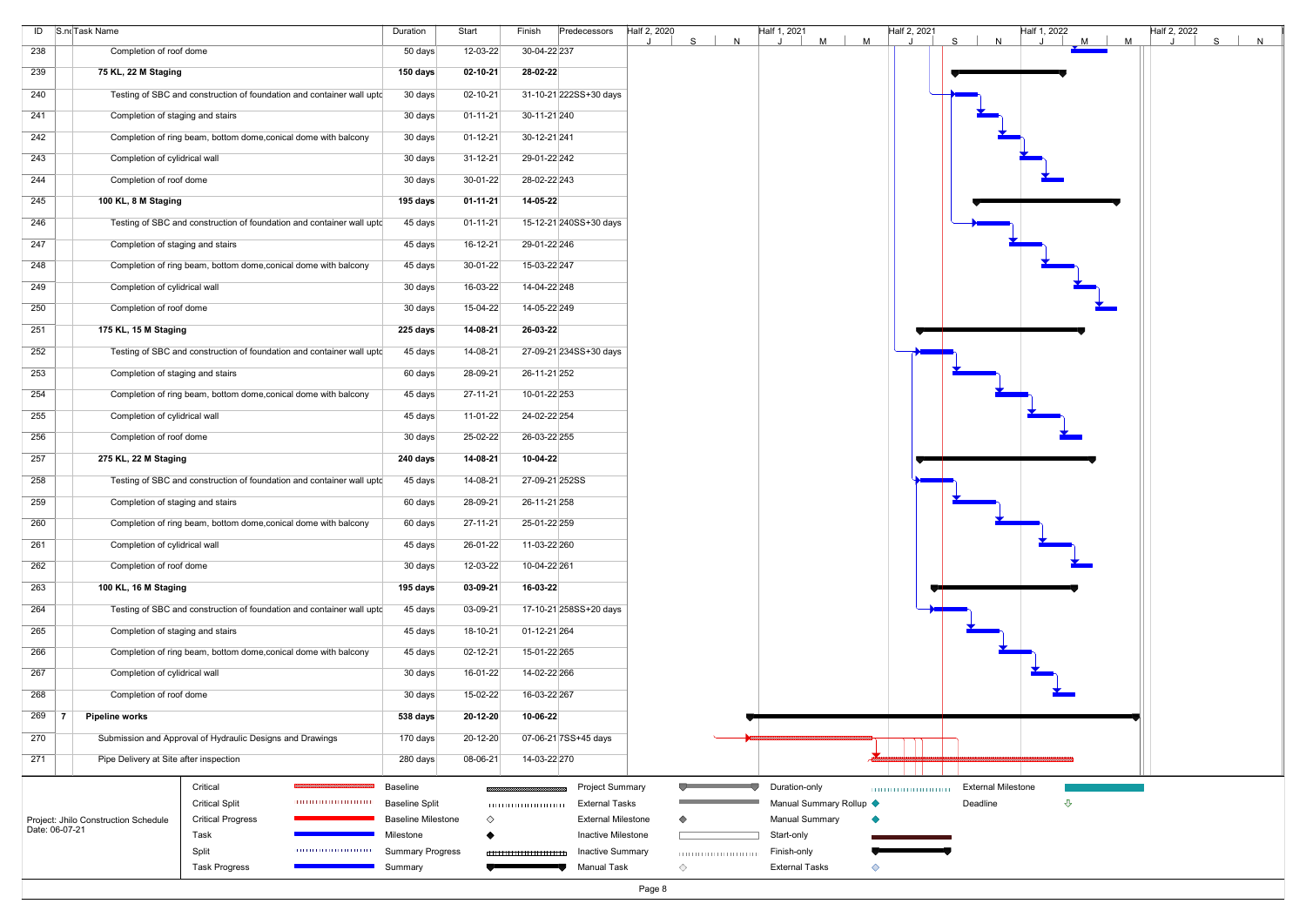| ID | S.no | Task Name | Duration | Start | Finish | Predecessors |
|---|---|---|---|---|---|---|
| 238 | | Completion of roof dome | 50 days | 12-03-22 | 30-04-22 | 237 |
| 239 | | **75 KL, 22 M Staging** | **150 days** | **02-10-21** | **28-02-22** | |
| 240 | | Testing of SBC and construction of foundation and container wall uptc | 30 days | 02-10-21 | 31-10-21 | 222SS+30 days |
| 241 | | Completion of staging and stairs | 30 days | 01-11-21 | 30-11-21 | 240 |
| 242 | | Completion of ring beam, bottom dome,conical dome with balcony | 30 days | 01-12-21 | 30-12-21 | 241 |
| 243 | | Completion of cylidrical wall | 30 days | 31-12-21 | 29-01-22 | 242 |
| 244 | | Completion of roof dome | 30 days | 30-01-22 | 28-02-22 | 243 |
| 245 | | **100 KL, 8 M Staging** | **195 days** | **01-11-21** | **14-05-22** | |
| 246 | | Testing of SBC and construction of foundation and container wall uptc | 45 days | 01-11-21 | 15-12-21 | 240SS+30 days |
| 247 | | Completion of staging and stairs | 45 days | 16-12-21 | 29-01-22 | 246 |
| 248 | | Completion of ring beam, bottom dome,conical dome with balcony | 45 days | 30-01-22 | 15-03-22 | 247 |
| 249 | | Completion of cylidrical wall | 30 days | 16-03-22 | 14-04-22 | 248 |
| 250 | | Completion of roof dome | 30 days | 15-04-22 | 14-05-22 | 249 |
| 251 | | **175 KL, 15 M Staging** | **225 days** | **14-08-21** | **26-03-22** | |
| 252 | | Testing of SBC and construction of foundation and container wall uptc | 45 days | 14-08-21 | 27-09-21 | 234SS+30 days |
| 253 | | Completion of staging and stairs | 60 days | 28-09-21 | 26-11-21 | 252 |
| 254 | | Completion of ring beam, bottom dome,conical dome with balcony | 45 days | 27-11-21 | 10-01-22 | 253 |
| 255 | | Completion of cylidrical wall | 45 days | 11-01-22 | 24-02-22 | 254 |
| 256 | | Completion of roof dome | 30 days | 25-02-22 | 26-03-22 | 255 |
| 257 | | **275 KL, 22 M Staging** | **240 days** | **14-08-21** | **10-04-22** | |
| 258 | | Testing of SBC and construction of foundation and container wall uptc | 45 days | 14-08-21 | 27-09-21 | 252SS |
| 259 | | Completion of staging and stairs | 60 days | 28-09-21 | 26-11-21 | 258 |
| 260 | | Completion of ring beam, bottom dome,conical dome with balcony | 60 days | 27-11-21 | 25-01-22 | 259 |
| 261 | | Completion of cylidrical wall | 45 days | 26-01-22 | 11-03-22 | 260 |
| 262 | | Completion of roof dome | 30 days | 12-03-22 | 10-04-22 | 261 |
| 263 | | **100 KL, 16 M Staging** | **195 days** | **03-09-21** | **16-03-22** | |
| 264 | | Testing of SBC and construction of foundation and container wall uptc | 45 days | 03-09-21 | 17-10-21 | 258SS+20 days |
| 265 | | Completion of staging and stairs | 45 days | 18-10-21 | 01-12-21 | 264 |
| 266 | | Completion of ring beam, bottom dome,conical dome with balcony | 45 days | 02-12-21 | 15-01-22 | 265 |
| 267 | | Completion of cylidrical wall | 30 days | 16-01-22 | 14-02-22 | 266 |
| 268 | | Completion of roof dome | 30 days | 15-02-22 | 16-03-22 | 267 |
| 269 | 7 | **Pipeline works** | **538 days** | **20-12-20** | **10-06-22** | |
| 270 | | Submission and Approval of Hydraulic Designs and Drawings | 170 days | 20-12-20 | 07-06-21 | 7SS+45 days |
| 271 | | Pipe Delivery at Site after inspection | 280 days | 08-06-21 | 14-03-22 | 270 |

Project: Jhilo Construction Schedule
Date: 06-07-21

Legend: Critical; Critical Split; Critical Progress; Task; Split; Task Progress; Baseline; Baseline Split; Baseline Milestone; Milestone; Summary Progress; Summary; Project Summary; External Tasks; External Milestone; Inactive Milestone; Inactive Summary; Manual Task; Duration-only; Manual Summary Rollup; Manual Summary; Start-only; Finish-only; External Tasks; External Milestone; Deadline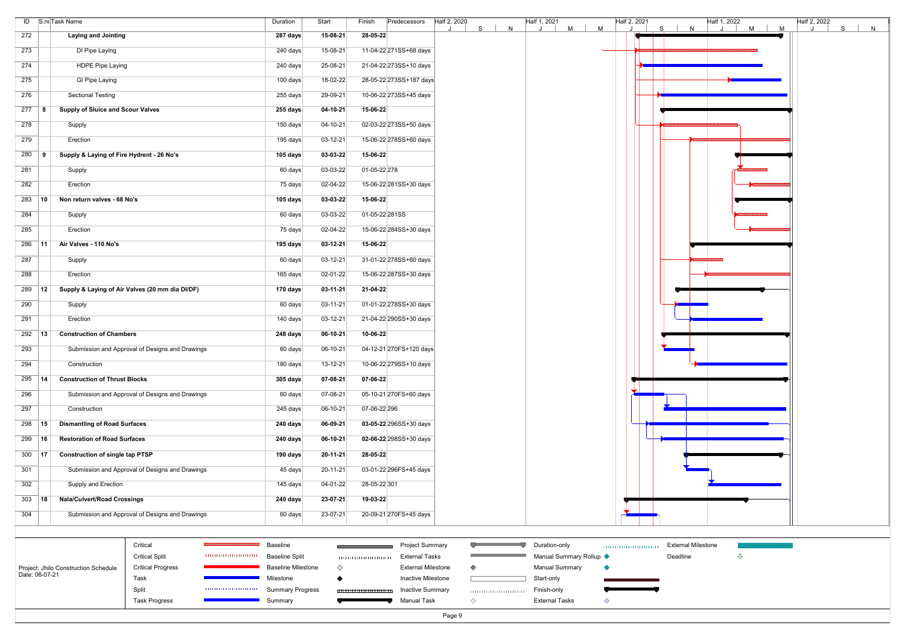| ID | S.no | Task Name | Duration | Start | Finish | Predecessors |
|---|---|---|---|---|---|---|
| 272 | | **Laying and Jointing** | **287 days** | **15-08-21** | **28-05-22** | |
| 273 | | DI Pipe Laying | 240 days | 15-08-21 | 11-04-22 | 271SS+68 days |
| 274 | | HDPE Pipe Laying | 240 days | 25-08-21 | 21-04-22 | 273SS+10 days |
| 275 | | GI Pipe Laying | 100 days | 18-02-22 | 28-05-22 | 273SS+187 days |
| 276 | | Sectional Testing | 255 days | 29-09-21 | 10-06-22 | 273SS+45 days |
| 277 | 8 | **Supply of Sluice and Scour Valves** | **255 days** | **04-10-21** | **15-06-22** | |
| 278 | | Supply | 150 days | 04-10-21 | 02-03-22 | 273SS+50 days |
| 279 | | Erection | 195 days | 03-12-21 | 15-06-22 | 278SS+60 days |
| 280 | 9 | **Supply & Laying of Fire Hydrent - 26 No's** | **105 days** | **03-03-22** | **15-06-22** | |
| 281 | | Supply | 60 days | 03-03-22 | 01-05-22 | 278 |
| 282 | | Erection | 75 days | 02-04-22 | 15-06-22 | 281SS+30 days |
| 283 | 10 | **Non return valves - 68 No's** | **105 days** | **03-03-22** | **15-06-22** | |
| 284 | | Supply | 60 days | 03-03-22 | 01-05-22 | 281SS |
| 285 | | Erection | 75 days | 02-04-22 | 15-06-22 | 284SS+30 days |
| 286 | 11 | **Air Valves - 110 No's** | **195 days** | **03-12-21** | **15-06-22** | |
| 287 | | Supply | 60 days | 03-12-21 | 31-01-22 | 278SS+60 days |
| 288 | | Erection | 165 days | 02-01-22 | 15-06-22 | 287SS+30 days |
| 289 | 12 | **Supply & Laying of Air Valves (20 mm dia DI/DF)** | **170 days** | **03-11-21** | **21-04-22** | |
| 290 | | Supply | 60 days | 03-11-21 | 01-01-22 | 278SS+30 days |
| 291 | | Erection | 140 days | 03-12-21 | 21-04-22 | 290SS+30 days |
| 292 | 13 | **Construction of Chambers** | **248 days** | **06-10-21** | **10-06-22** | |
| 293 | | Submission and Approval of Designs and Drawings | 60 days | 06-10-21 | 04-12-21 | 270FS+120 days |
| 294 | | Construction | 180 days | 13-12-21 | 10-06-22 | 279SS+10 days |
| 295 | 14 | **Construction of Thrust Blocks** | **305 days** | **07-08-21** | **07-06-22** | |
| 296 | | Submission and Approval of Designs and Drawings | 60 days | 07-08-21 | 05-10-21 | 270FS+60 days |
| 297 | | Construction | 245 days | 06-10-21 | 07-06-22 | 296 |
| 298 | 15 | **Dismantling of Road Surfaces** | **240 days** | **06-09-21** | **03-05-22** | 296SS+30 days |
| 299 | 16 | **Restoration of Road Surfaces** | **240 days** | **06-10-21** | **02-06-22** | 298SS+30 days |
| 300 | 17 | **Construction of single tap PTSP** | **190 days** | **20-11-21** | **28-05-22** | |
| 301 | | Submission and Approval of Designs and Drawings | 45 days | 20-11-21 | 03-01-22 | 296FS+45 days |
| 302 | | Supply and Erection | 145 days | 04-01-22 | 28-05-22 | 301 |
| 303 | 18 | **Nala/Culvert/Road Crossings** | **240 days** | **23-07-21** | **19-03-22** | |
| 304 | | Submission and Approval of Designs and Drawings | 60 days | 23-07-21 | 20-09-21 | 270FS+45 days |

Project: Jhilo Construction Schedule
Date: 06-07-21

Legend: Critical, Critical Split, Critical Progress, Task, Split, Task Progress, Baseline, Baseline Split, Baseline Milestone, Milestone, Summary Progress, Summary, Project Summary, External Tasks, External Milestone, Inactive Milestone, Inactive Summary, Manual Task, Duration-only, Manual Summary Rollup, Manual Summary, Start-only, Finish-only, External Tasks, External Milestone, Deadline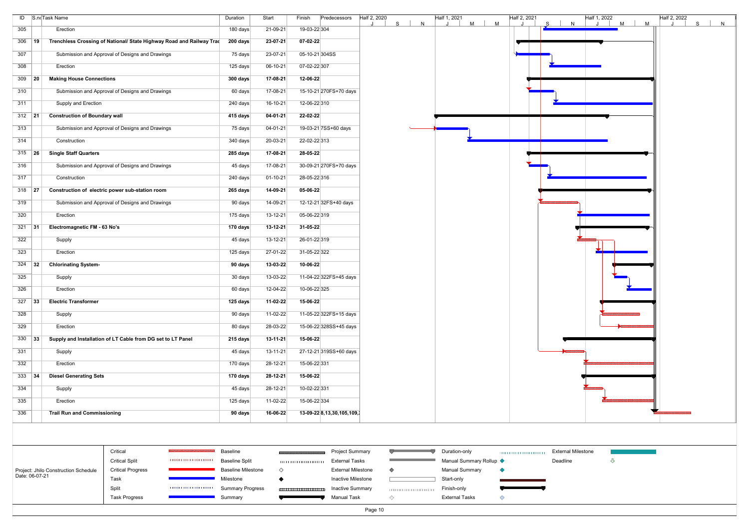| ID | S.no | Task Name | Duration | Start | Finish | Predecessors |
|---|---|---|---|---|---|---|
| 305 | | Erection | 180 days | 21-09-21 | 19-03-22 | 304 |
| 306 | 19 | **Trenchless Crossing of National/ State Highway Road and Railway Trac** | **200 days** | **23-07-21** | **07-02-22** | |
| 307 | | Submission and Approval of Designs and Drawings | 75 days | 23-07-21 | 05-10-21 | 304SS |
| 308 | | Erection | 125 days | 06-10-21 | 07-02-22 | 307 |
| 309 | 20 | **Making House Connections** | **300 days** | **17-08-21** | **12-06-22** | |
| 310 | | Submission and Approval of Designs and Drawings | 60 days | 17-08-21 | 15-10-21 | 270FS+70 days |
| 311 | | Supply and Erection | 240 days | 16-10-21 | 12-06-22 | 310 |
| 312 | 21 | **Construction of Boundary wall** | **415 days** | **04-01-21** | **22-02-22** | |
| 313 | | Submission and Approval of Designs and Drawings | 75 days | 04-01-21 | 19-03-21 | 7SS+60 days |
| 314 | | Construction | 340 days | 20-03-21 | 22-02-22 | 313 |
| 315 | 26 | **Single Staff Quarters** | **285 days** | **17-08-21** | **28-05-22** | |
| 316 | | Submission and Approval of Designs and Drawings | 45 days | 17-08-21 | 30-09-21 | 270FS+70 days |
| 317 | | Construction | 240 days | 01-10-21 | 28-05-22 | 316 |
| 318 | 27 | **Construction of electric power sub-station room** | **265 days** | **14-09-21** | **05-06-22** | |
| 319 | | Submission and Approval of Designs and Drawings | 90 days | 14-09-21 | 12-12-21 | 32FS+40 days |
| 320 | | Erection | 175 days | 13-12-21 | 05-06-22 | 319 |
| 321 | 31 | **Electromagnetic FM - 63 No's** | **170 days** | **13-12-21** | **31-05-22** | |
| 322 | | Supply | 45 days | 13-12-21 | 26-01-22 | 319 |
| 323 | | Erection | 125 days | 27-01-22 | 31-05-22 | 322 |
| 324 | 32 | **Chlorinating System-** | **90 days** | **13-03-22** | **10-06-22** | |
| 325 | | Supply | 30 days | 13-03-22 | 11-04-22 | 322FS+45 days |
| 326 | | Erection | 60 days | 12-04-22 | 10-06-22 | 325 |
| 327 | 33 | **Electric Transformer** | **125 days** | **11-02-22** | **15-06-22** | |
| 328 | | Supply | 90 days | 11-02-22 | 11-05-22 | 322FS+15 days |
| 329 | | Erection | 80 days | 28-03-22 | 15-06-22 | 328SS+45 days |
| 330 | 33 | **Supply and Installation of LT Cable from DG set to LT Panel** | **215 days** | **13-11-21** | **15-06-22** | |
| 331 | | Supply | 45 days | 13-11-21 | 27-12-21 | 319SS+60 days |
| 332 | | Erection | 170 days | 28-12-21 | 15-06-22 | 331 |
| 333 | 34 | **Diesel Generating Sets** | **170 days** | **28-12-21** | **15-06-22** | |
| 334 | | Supply | 45 days | 28-12-21 | 10-02-22 | 331 |
| 335 | | Erection | 125 days | 11-02-22 | 15-06-22 | 334 |
| 336 | | **Trail Run and Commissioning** | **90 days** | **16-06-22** | **13-09-22** | **8,13,30,105,109,** |

Half 2, 2020 | Half 1, 2021 | Half 2, 2021 | Half 1, 2022 | Half 2, 2022

Project: Jhilo Construction Schedule
Date: 06-07-21

Critical, Critical Split, Critical Progress, Task, Split, Task Progress, Baseline, Baseline Split, Baseline Milestone, Milestone, Summary Progress, Summary, Project Summary, External Tasks, External Milestone, Inactive Milestone, Inactive Summary, Manual Task, Duration-only, Manual Summary Rollup, Manual Summary, Start-only, Finish-only, External Tasks, External Milestone, Deadline